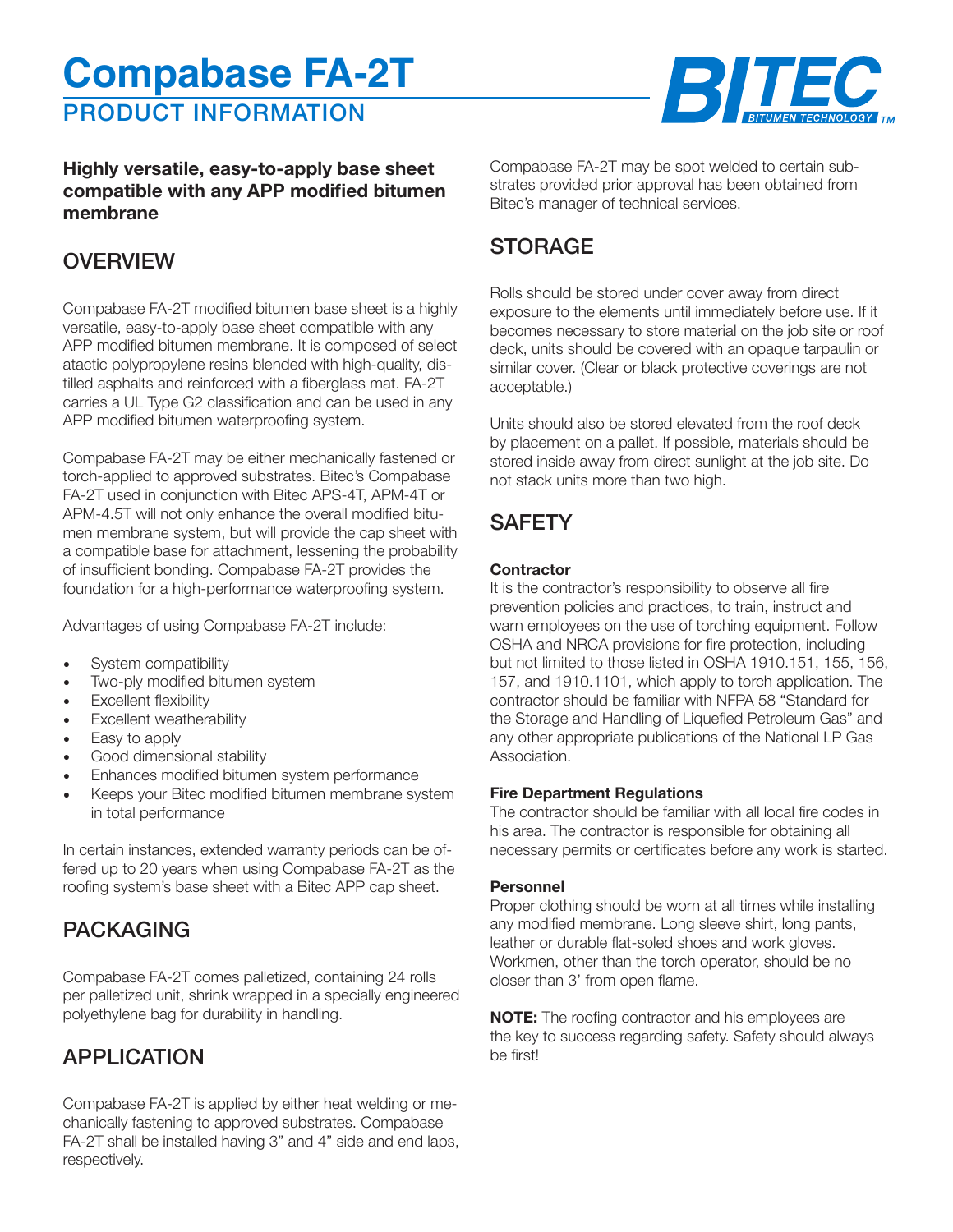# Compabase FA-2T

## PRODUCT INFORMATION

BITEC BITUMEN TECHNOLOGY TM

**Highly versatile, easy-to-apply base sheet compatible with any APP modified bitumen membrane**

## OVERVIEW

Compabase FA-2T modified bitumen base sheet is a highly versatile, easy-to-apply base sheet compatible with any APP modified bitumen membrane. It is composed of select atactic polypropylene resins blended with high-quality, distilled asphalts and reinforced with a fiberglass mat. FA-2T carries a UL Type G2 classification and can be used in any APP modified bitumen waterproofing system.

Compabase FA-2T may be either mechanically fastened or torch-applied to approved substrates. Bitec's Compabase FA-2T used in conjunction with Bitec APS-4T, APM-4T or APM-4.5T will not only enhance the overall modified bitumen membrane system, but will provide the cap sheet with a compatible base for attachment, lessening the probability of insufficient bonding. Compabase FA-2T provides the foundation for a high-performance waterproofing system.

Advantages of using Compabase FA-2T include:

- System compatibility
- Two-ply modified bitumen system
- Excellent flexibility
- Excellent weatherability
- Easy to apply
- Good dimensional stability
- Enhances modified bitumen system performance
- Keeps your Bitec modified bitumen membrane system in total performance

In certain instances, extended warranty periods can be offered up to 20 years when using Compabase FA-2T as the roofing system's base sheet with a Bitec APP cap sheet.

## PACKAGING

Compabase FA-2T comes palletized, containing 24 rolls per palletized unit, shrink wrapped in a specially engineered polyethylene bag for durability in handling.

## APPLICATION

Compabase FA-2T is applied by either heat welding or mechanically fastening to approved substrates. Compabase FA-2T shall be installed having 3" and 4" side and end laps, respectively.

Compabase FA-2T may be spot welded to certain substrates provided prior approval has been obtained from Bitec's manager of technical services.

## STORAGE

Rolls should be stored under cover away from direct exposure to the elements until immediately before use. If it becomes necessary to store material on the job site or roof deck, units should be covered with an opaque tarpaulin or similar cover. (Clear or black protective coverings are not acceptable.)

Units should also be stored elevated from the roof deck by placement on a pallet. If possible, materials should be stored inside away from direct sunlight at the job site. Do not stack units more than two high.

## SAFETY

**Contractor**

It is the contractor's responsibility to observe all fire prevention policies and practices, to train, instruct and warn employees on the use of torching equipment. Follow OSHA and NRCA provisions for fire protection, including but not limited to those listed in OSHA 1910.151, 155, 156, 157, and 1910.1101, which apply to torch application. The contractor should be familiar with NFPA 58 "Standard for the Storage and Handling of Liquefied Petroleum Gas" and any other appropriate publications of the National LP Gas Association.

**Fire Department Regulations**

The contractor should be familiar with all local fire codes in his area. The contractor is responsible for obtaining all necessary permits or certificates before any work is started.

**Personnel**

Proper clothing should be worn at all times while installing any modified membrane. Long sleeve shirt, long pants, leather or durable flat-soled shoes and work gloves. Workmen, other than the torch operator, should be no closer than 3' from open flame.

**NOTE:** The roofing contractor and his employees are the key to success regarding safety. Safety should always be first!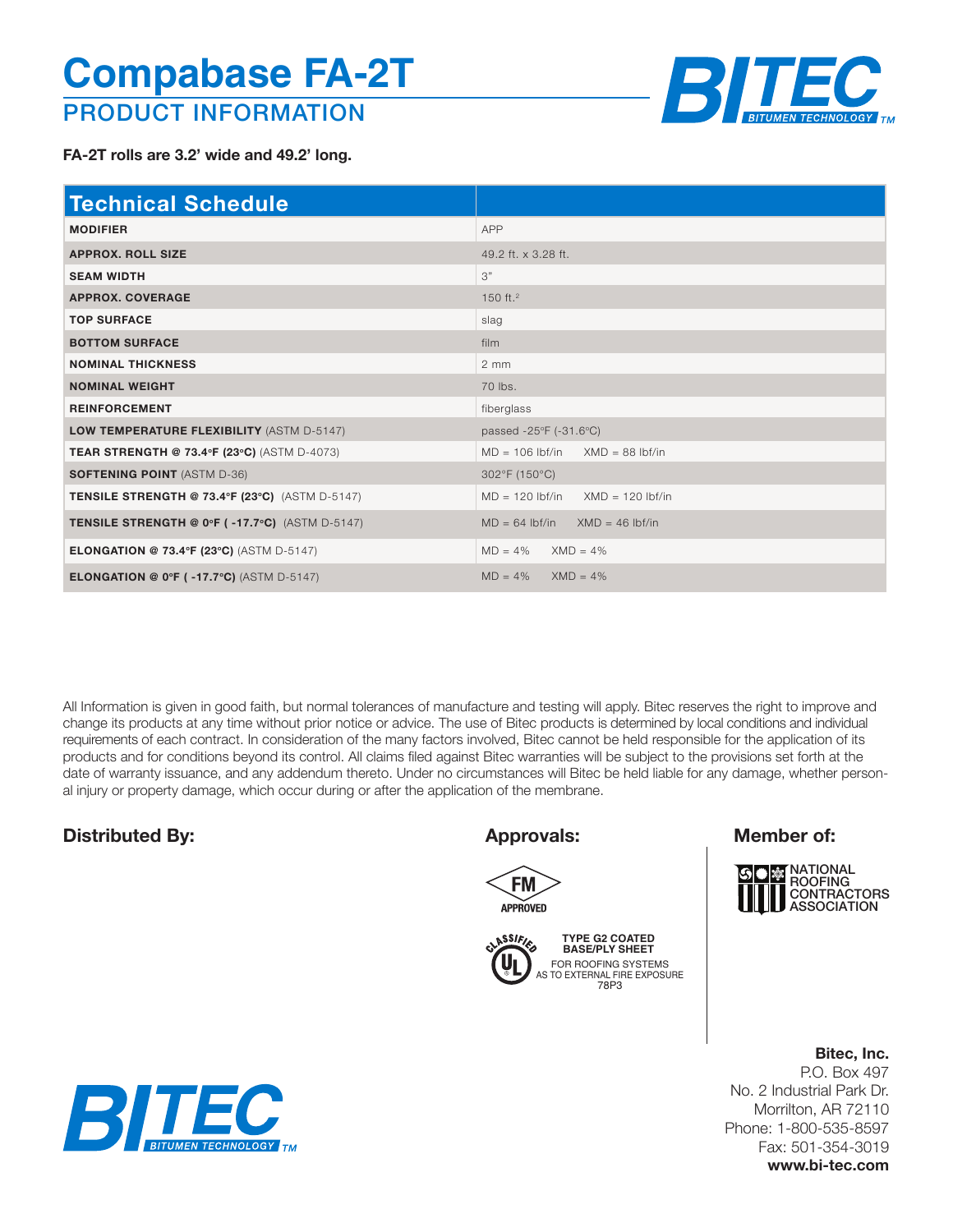# Compabase FA-2T

## PRODUCT INFORMATION

BITEC BITUMEN TECHNOLOGY TM

**FA-2T rolls are 3.2' wide and 49.2' long.**

| Technical Schedule | |
|---|---|
| **MODIFIER** | APP |
| **APPROX. ROLL SIZE** | 49.2 ft. x 3.28 ft. |
| **SEAM WIDTH** | 3" |
| **APPROX. COVERAGE** | 150 ft.² |
| **TOP SURFACE** | slag |
| **BOTTOM SURFACE** | film |
| **NOMINAL THICKNESS** | 2 mm |
| **NOMINAL WEIGHT** | 70 lbs. |
| **REINFORCEMENT** | fiberglass |
| **LOW TEMPERATURE FLEXIBILITY** (ASTM D-5147) | passed -25°F (-31.6°C) |
| **TEAR STRENGTH @ 73.4°F (23°C)** (ASTM D-4073) | MD = 106 lbf/in XMD = 88 lbf/in |
| **SOFTENING POINT** (ASTM D-36) | 302°F (150°C) |
| **TENSILE STRENGTH @ 73.4°F (23°C)** (ASTM D-5147) | MD = 120 lbf/in XMD = 120 lbf/in |
| **TENSILE STRENGTH @ 0°F ( -17.7°C)** (ASTM D-5147) | MD = 64 lbf/in XMD = 46 lbf/in |
| **ELONGATION @ 73.4°F (23°C)** (ASTM D-5147) | MD = 4% XMD = 4% |
| **ELONGATION @ 0°F ( -17.7°C)** (ASTM D-5147) | MD = 4% XMD = 4% |

All Information is given in good faith, but normal tolerances of manufacture and testing will apply. Bitec reserves the right to improve and change its products at any time without prior notice or advice. The use of Bitec products is determined by local conditions and individual requirements of each contract. In consideration of the many factors involved, Bitec cannot be held responsible for the application of its products and for conditions beyond its control. All claims filed against Bitec warranties will be subject to the provisions set forth at the date of warranty issuance, and any addendum thereto. Under no circumstances will Bitec be held liable for any damage, whether personal injury or property damage, which occur during or after the application of the membrane.

### Distributed By:

### Approvals:

FM APPROVED

CLASSIFIED UL

TYPE G2 COATED BASE/PLY SHEET

FOR ROOFING SYSTEMS AS TO EXTERNAL FIRE EXPOSURE

78P3

### Member of:

NATIONAL ROOFING CONTRACTORS ASSOCIATION

BITEC BITUMEN TECHNOLOGY TM

**Bitec, Inc.**
P.O. Box 497
No. 2 Industrial Park Dr.
Morrilton, AR 72110
Phone: 1-800-535-8597
Fax: 501-354-3019
**www.bi-tec.com**